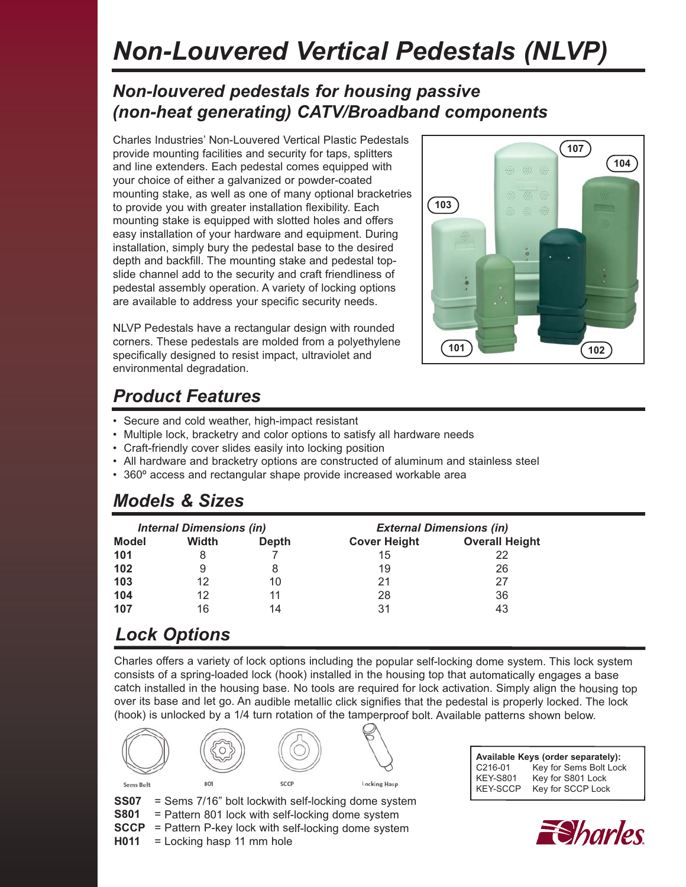# Non-Louvered Vertical Pedestals (NLVP)

## Non-louvered pedestals for housing passive (non-heat generating) CATV/Broadband components

Charles Industries' Non-Louvered Vertical Plastic Pedestals provide mounting facilities and security for taps, splitters and line extenders. Each pedestal comes equipped with your choice of either a galvanized or powder-coated mounting stake, as well as one of many optional bracketries to provide you with greater installation flexibility. Each mounting stake is equipped with slotted holes and offers easy installation of your hardware and equipment. During installation, simply bury the pedestal base to the desired depth and backfill. The mounting stake and pedestal top-slide channel add to the security and craft friendliness of pedestal assembly operation. A variety of locking options are available to address your specific security needs.

NLVP Pedestals have a rectangular design with rounded corners. These pedestals are molded from a polyethylene specifically designed to resist impact, ultraviolet and environmental degradation.

## Product Features

- Secure and cold weather, high-impact resistant
- Multiple lock, bracketry and color options to satisfy all hardware needs
- Craft-friendly cover slides easily into locking position
- All hardware and bracketry options are constructed of aluminum and stainless steel
- 360º access and rectangular shape provide increased workable area

## Models & Sizes

| | *Internal Dimensions (in)* | | *External Dimensions (in)* | |
|---|---|---|---|---|
| **Model** | **Width** | **Depth** | **Cover Height** | **Overall Height** |
| **101** | 8 | 7 | 15 | 22 |
| **102** | 9 | 8 | 19 | 26 |
| **103** | 12 | 10 | 21 | 27 |
| **104** | 12 | 11 | 28 | 36 |
| **107** | 16 | 14 | 31 | 43 |

## Lock Options

Charles offers a variety of lock options including the popular self-locking dome system. This lock system consists of a spring-loaded lock (hook) installed in the housing top that automatically engages a base catch installed in the housing base. No tools are required for lock activation. Simply align the housing top over its base and let go. An audible metallic click signifies that the pedestal is properly locked. The lock (hook) is unlocked by a 1/4 turn rotation of the tamperproof bolt. Available patterns shown below.

Sems Bolt | 801 | SCCP | Locking Hasp

**SS07** = Sems 7/16" bolt lockwith self-locking dome system
**S801** = Pattern 801 lock with self-locking dome system
**SCCP** = Pattern P-key lock with self-locking dome system
**H011** = Locking hasp 11 mm hole

| **Available Keys (order separately):** | |
|---|---|
| C216-01 | Key for Sems Bolt Lock |
| KEY-S801 | Key for S801 Lock |
| KEY-SCCP | Key for SCCP Lock |

Charles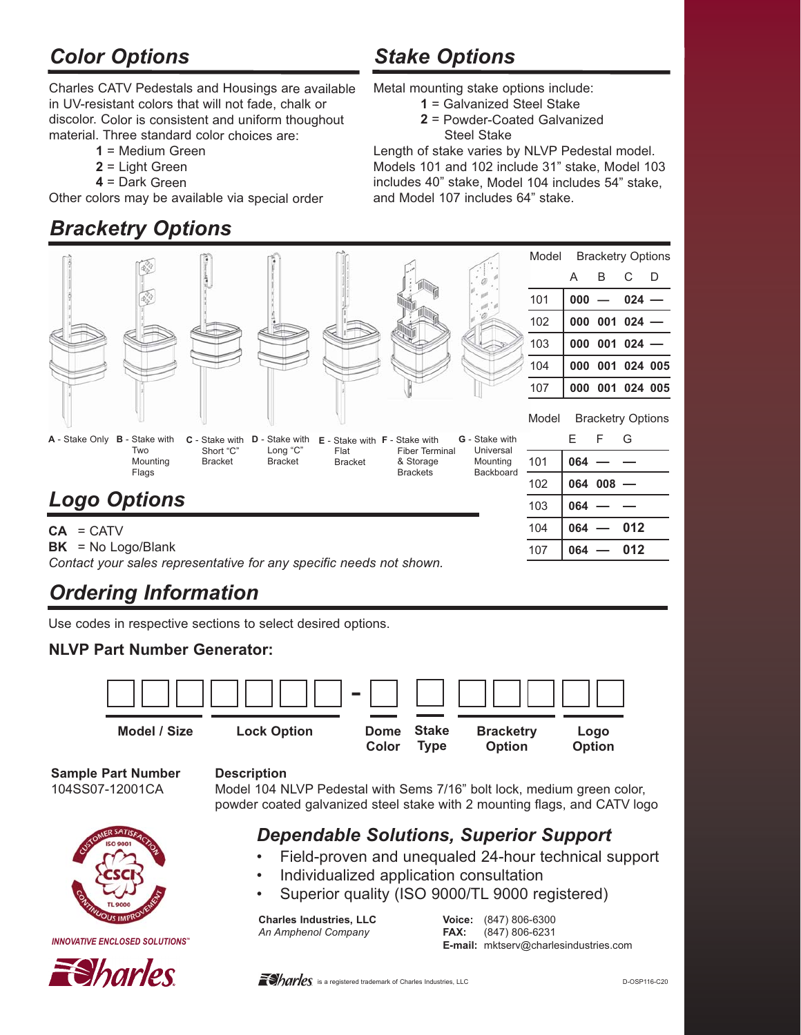## Color Options

Charles CATV Pedestals and Housings are available in UV-resistant colors that will not fade, chalk or discolor. Color is consistent and uniform thoughout material. Three standard color choices are:

**1** = Medium Green
**2** = Light Green
**4** = Dark Green

Other colors may be available via special order

## Stake Options

Metal mounting stake options include:

**1** = Galvanized Steel Stake
**2** = Powder-Coated Galvanized Steel Stake

Length of stake varies by NLVP Pedestal model. Models 101 and 102 include 31" stake, Model 103 includes 40" stake, Model 104 includes 54" stake, and Model 107 includes 64" stake.

## Brackety Options

A - Stake Only
B - Stake with Two Mounting Flags
C - Stake with Short "C" Bracket
D - Stake with Long "C" Bracket
E - Stake with Flat Bracket
F - Stake with Fiber Terminal & Storage Brackets
G - Stake with Universal Mounting Backboard

| Model | Bracketry Options A | B | C | D |
|---|---|---|---|---|
| 101 | **000** | **—** | **024** | **—** |
| 102 | **000** | **001** | **024** | **—** |
| 103 | **000** | **001** | **024** | **—** |
| 104 | **000** | **001** | **024** | **005** |
| 107 | **000** | **001** | **024** | **005** |

| Model | Bracketry Options E | F | G |
|---|---|---|---|
| 101 | **064** | **—** | **—** |
| 102 | **064** | **008** | **—** |
| 103 | **064** | **—** | **—** |
| 104 | **064** | **—** | **012** |
| 107 | **064** | **—** | **012** |

## Logo Options

**CA** = CATV
**BK** = No Logo/Blank

*Contact your sales representative for any specific needs not shown.*

## Ordering Information

Use codes in respective sections to select desired options.

### NLVP Part Number Generator:

□□□□□□□ - □ □ □□□ □□

Model / Size | Lock Option | Dome Color | Stake Type | Bracketry Option | Logo Option

**Sample Part Number**
104SS07-12001CA

**Description**
Model 104 NLVP Pedestal with Sems 7/16" bolt lock, medium green color, powder coated galvanized steel stake with 2 mounting flags, and CATV logo

CUSTOMER SATISFACTION ISO 9001 CSCI TL 9000 CONTINUOUS IMPROVEMENT

*INNOVATIVE ENCLOSED SOLUTIONS™*

Charles

## *Dependable Solutions, Superior Support*

- Field-proven and unequaled 24-hour technical support
- Individualized application consultation
- Superior quality (ISO 9000/TL 9000 registered)

**Charles Industries, LLC**
*An Amphenol Company*

**Voice:** (847) 806-6300
**FAX:** (847) 806-6231
**E-mail:** mktserv@charlesindustries.com

Charles is a registered trademark of Charles Industries, LLC

D-OSP116-C20